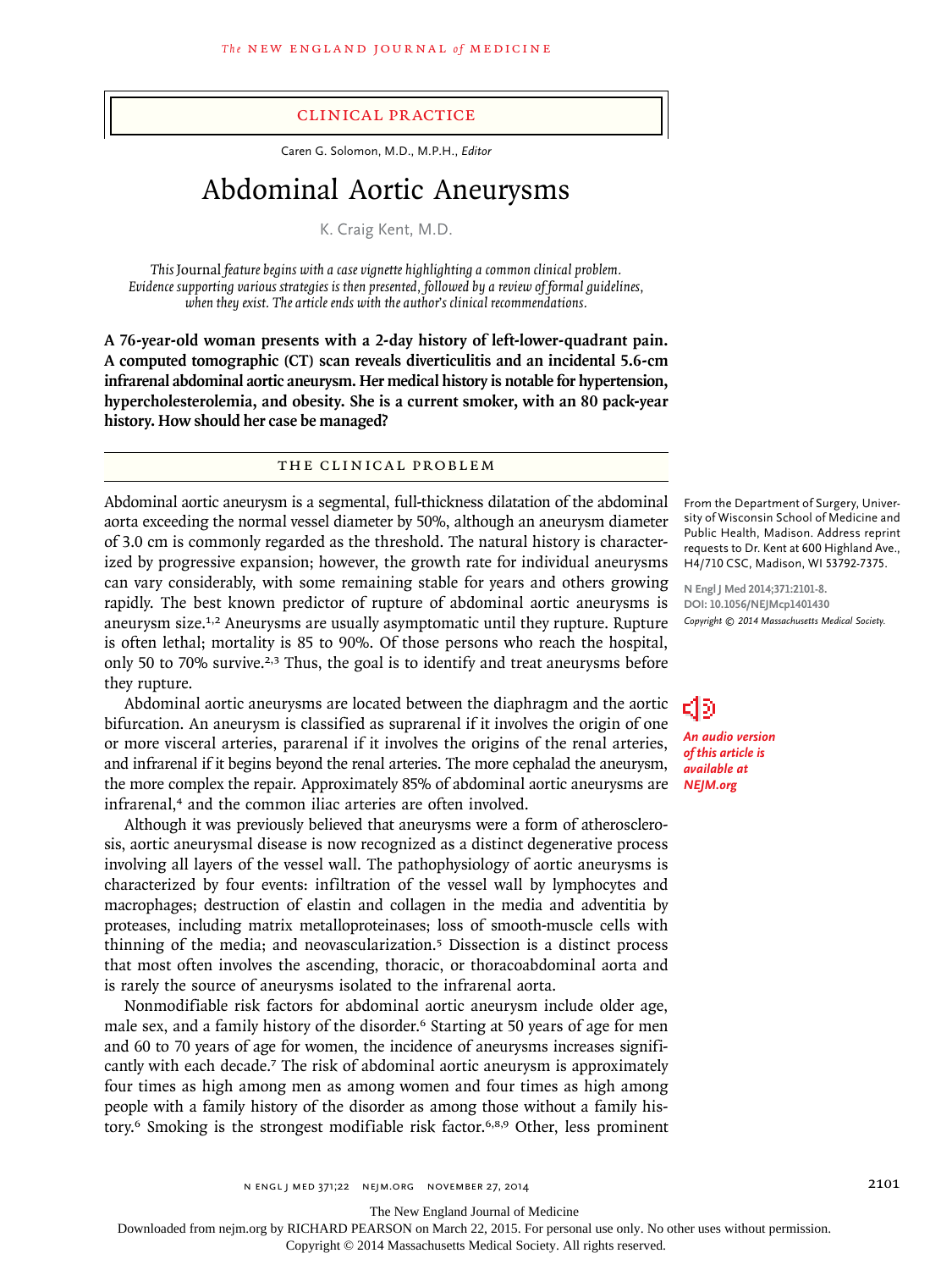CLINICAL PRACTICE

Caren G. Solomon, M.D., M.P.H., *Editor*

# Abdominal Aortic Aneurysms

K. Craig Kent, M.D.

*This* Journal *feature begins with a case vignette highlighting a common clinical problem. Evidence supporting various strategies is then presented, followed by a review of formal guidelines, when they exist. The article ends with the author's clinical recommendations.*

**A 76-year-old woman presents with a 2-day history of left-lower-quadrant pain. A computed tomographic (CT) scan reveals diverticulitis and an incidental 5.6-cm infrarenal abdominal aortic aneurysm. Her medical history is notable for hypertension, hypercholesterolemia, and obesity. She is a current smoker, with an 80 pack-year history. How should her case be managed?**

From the Department of Surgery, University of Wisconsin School of Medicine and Public Health, Madison. Address reprint requests to Dr. Kent at 600 Highland Ave., H4/710 CSC, Madison, WI 53792-7375.

N Engl J Med 2014;371:2101-8.
DOI: 10.1056/NEJMcp1401430
*Copyright © 2014 Massachusetts Medical Society.*

*An audio version of this article is available at NEJM.org*

## THE CLINICAL PROBLEM

Abdominal aortic aneurysm is a segmental, full-thickness dilatation of the abdominal aorta exceeding the normal vessel diameter by 50%, although an aneurysm diameter of 3.0 cm is commonly regarded as the threshold. The natural history is characterized by progressive expansion; however, the growth rate for individual aneurysms can vary considerably, with some remaining stable for years and others growing rapidly. The best known predictor of rupture of abdominal aortic aneurysms is aneurysm size.[1,2] Aneurysms are usually asymptomatic until they rupture. Rupture is often lethal; mortality is 85 to 90%. Of those persons who reach the hospital, only 50 to 70% survive.[2,3] Thus, the goal is to identify and treat aneurysms before they rupture.

Abdominal aortic aneurysms are located between the diaphragm and the aortic bifurcation. An aneurysm is classified as suprarenal if it involves the origin of one or more visceral arteries, pararenal if it involves the origins of the renal arteries, and infrarenal if it begins beyond the renal arteries. The more cephalad the aneurysm, the more complex the repair. Approximately 85% of abdominal aortic aneurysms are infrarenal,[4] and the common iliac arteries are often involved.

Although it was previously believed that aneurysms were a form of atherosclerosis, aortic aneurysmal disease is now recognized as a distinct degenerative process involving all layers of the vessel wall. The pathophysiology of aortic aneurysms is characterized by four events: infiltration of the vessel wall by lymphocytes and macrophages; destruction of elastin and collagen in the media and adventitia by proteases, including matrix metalloproteinases; loss of smooth-muscle cells with thinning of the media; and neovascularization.[5] Dissection is a distinct process that most often involves the ascending, thoracic, or thoracoabdominal aorta and is rarely the source of aneurysms isolated to the infrarenal aorta.

Nonmodifiable risk factors for abdominal aortic aneurysm include older age, male sex, and a family history of the disorder.[6] Starting at 50 years of age for men and 60 to 70 years of age for women, the incidence of aneurysms increases significantly with each decade.[7] The risk of abdominal aortic aneurysm is approximately four times as high among men as among women and four times as high among people with a family history of the disorder as among those without a family history.[6] Smoking is the strongest modifiable risk factor.[6,8,9] Other, less prominent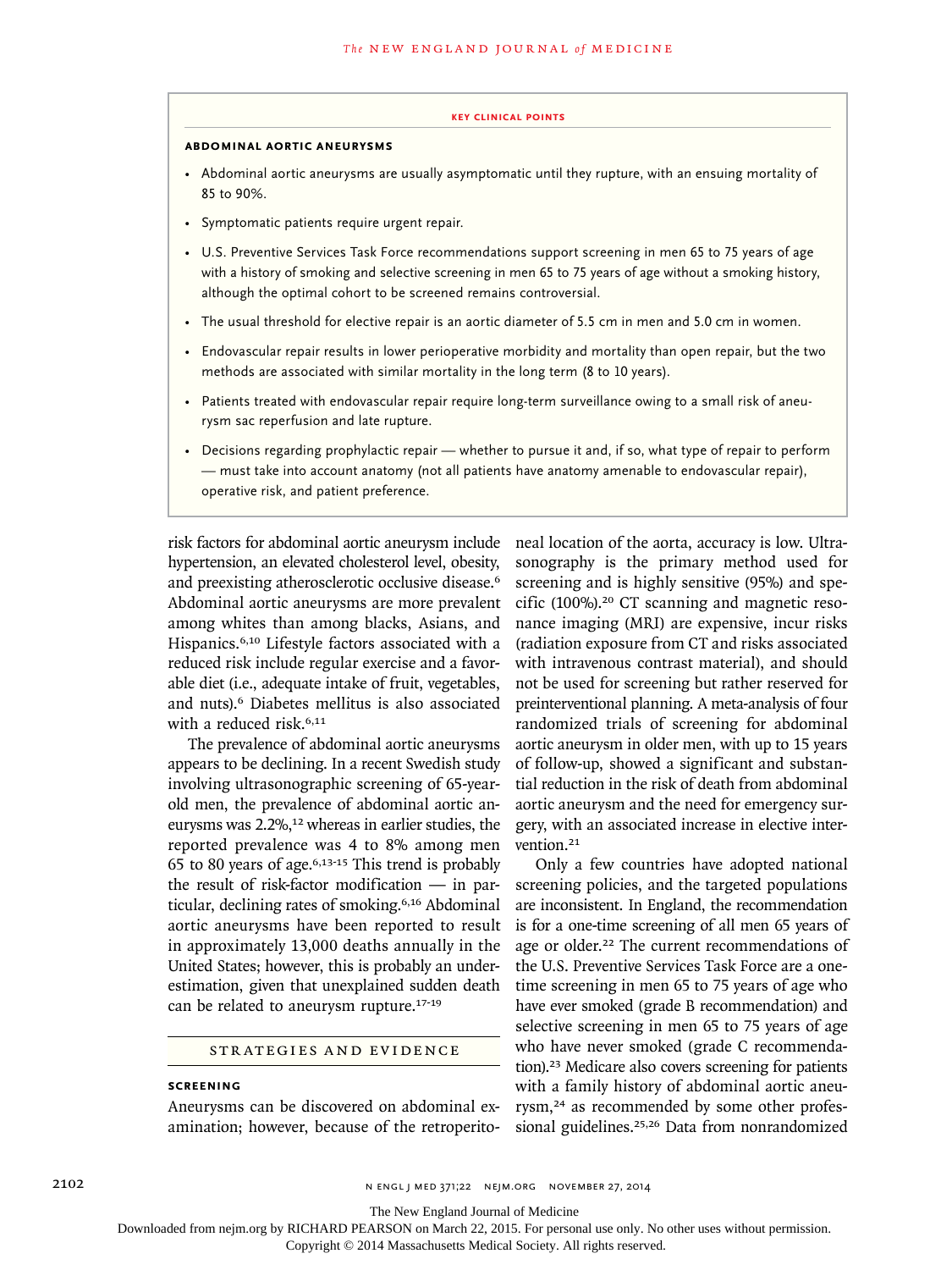**KEY CLINICAL POINTS**

**ABDOMINAL AORTIC ANEURYSMS**

- Abdominal aortic aneurysms are usually asymptomatic until they rupture, with an ensuing mortality of 85 to 90%.
- Symptomatic patients require urgent repair.
- U.S. Preventive Services Task Force recommendations support screening in men 65 to 75 years of age with a history of smoking and selective screening in men 65 to 75 years of age without a smoking history, although the optimal cohort to be screened remains controversial.
- The usual threshold for elective repair is an aortic diameter of 5.5 cm in men and 5.0 cm in women.
- Endovascular repair results in lower perioperative morbidity and mortality than open repair, but the two methods are associated with similar mortality in the long term (8 to 10 years).
- Patients treated with endovascular repair require long-term surveillance owing to a small risk of aneurysm sac reperfusion and late rupture.
- Decisions regarding prophylactic repair — whether to pursue it and, if so, what type of repair to perform — must take into account anatomy (not all patients have anatomy amenable to endovascular repair), operative risk, and patient preference.

risk factors for abdominal aortic aneurysm include hypertension, an elevated cholesterol level, obesity, and preexisting atherosclerotic occlusive disease.[6] Abdominal aortic aneurysms are more prevalent among whites than among blacks, Asians, and Hispanics.[6,10] Lifestyle factors associated with a reduced risk include regular exercise and a favorable diet (i.e., adequate intake of fruit, vegetables, and nuts).[6] Diabetes mellitus is also associated with a reduced risk.[6,11]

The prevalence of abdominal aortic aneurysms appears to be declining. In a recent Swedish study involving ultrasonographic screening of 65-year-old men, the prevalence of abdominal aortic aneurysms was 2.2%,[12] whereas in earlier studies, the reported prevalence was 4 to 8% among men 65 to 80 years of age.[6,13-15] This trend is probably the result of risk-factor modification — in particular, declining rates of smoking.[6,16] Abdominal aortic aneurysms have been reported to result in approximately 13,000 deaths annually in the United States; however, this is probably an underestimation, given that unexplained sudden death can be related to aneurysm rupture.[17-19]

## STRATEGIES AND EVIDENCE

### SCREENING

Aneurysms can be discovered on abdominal examination; however, because of the retroperitoneal location of the aorta, accuracy is low. Ultrasonography is the primary method used for screening and is highly sensitive (95%) and specific (100%).[20] CT scanning and magnetic resonance imaging (MRI) are expensive, incur risks (radiation exposure from CT and risks associated with intravenous contrast material), and should not be used for screening but rather reserved for preinterventional planning. A meta-analysis of four randomized trials of screening for abdominal aortic aneurysm in older men, with up to 15 years of follow-up, showed a significant and substantial reduction in the risk of death from abdominal aortic aneurysm and the need for emergency surgery, with an associated increase in elective intervention.[21]

Only a few countries have adopted national screening policies, and the targeted populations are inconsistent. In England, the recommendation is for a one-time screening of all men 65 years of age or older.[22] The current recommendations of the U.S. Preventive Services Task Force are a one-time screening in men 65 to 75 years of age who have ever smoked (grade B recommendation) and selective screening in men 65 to 75 years of age who have never smoked (grade C recommendation).[23] Medicare also covers screening for patients with a family history of abdominal aortic aneurysm,[24] as recommended by some other professional guidelines.[25,26] Data from nonrandomized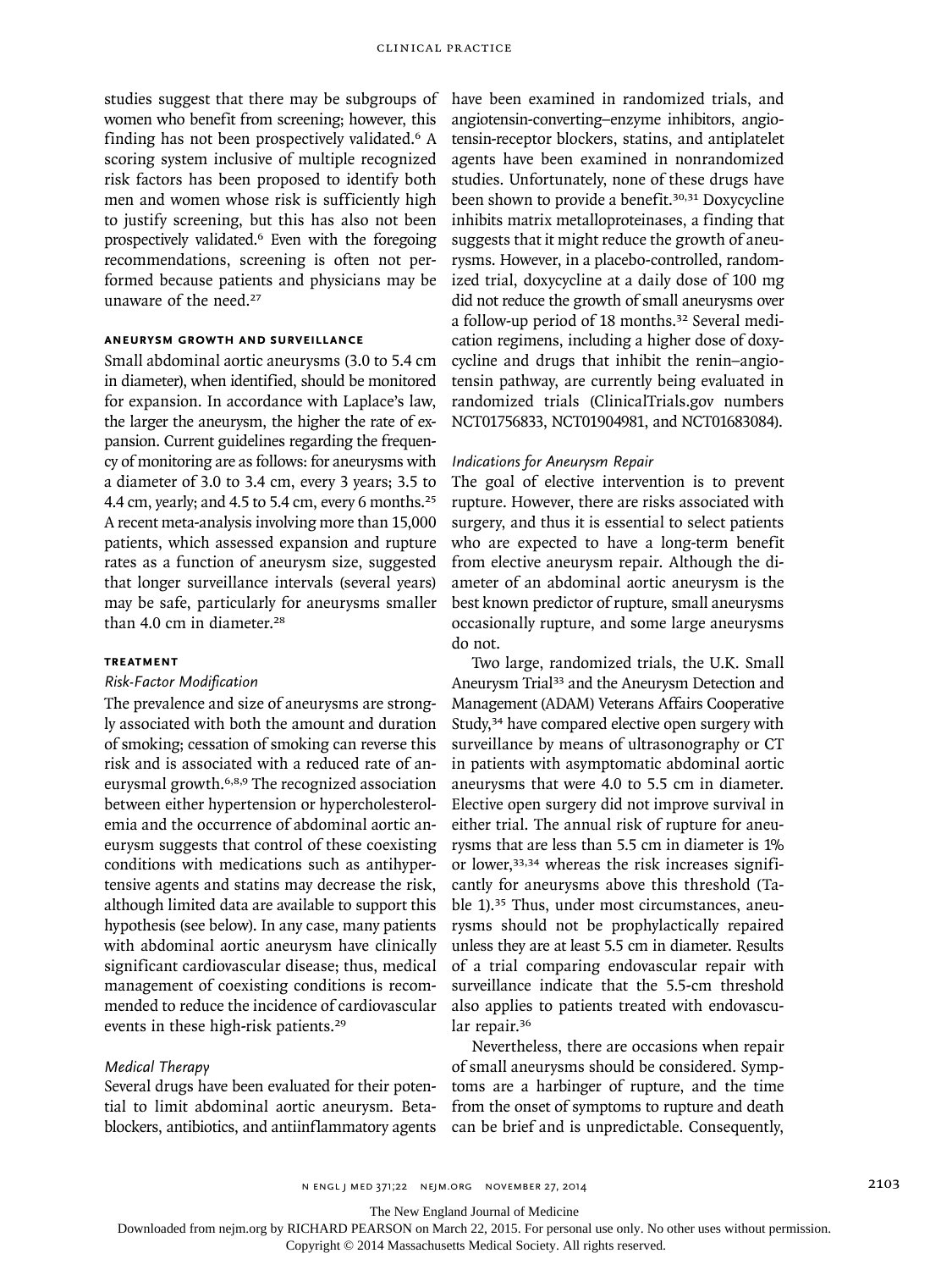studies suggest that there may be subgroups of women who benefit from screening; however, this finding has not been prospectively validated.[6] A scoring system inclusive of multiple recognized risk factors has been proposed to identify both men and women whose risk is sufficiently high to justify screening, but this has also not been prospectively validated.[6] Even with the foregoing recommendations, screening is often not performed because patients and physicians may be unaware of the need.[27]

### ANEURYSM GROWTH AND SURVEILLANCE

Small abdominal aortic aneurysms (3.0 to 5.4 cm in diameter), when identified, should be monitored for expansion. In accordance with Laplace's law, the larger the aneurysm, the higher the rate of expansion. Current guidelines regarding the frequency of monitoring are as follows: for aneurysms with a diameter of 3.0 to 3.4 cm, every 3 years; 3.5 to 4.4 cm, yearly; and 4.5 to 5.4 cm, every 6 months.[25] A recent meta-analysis involving more than 15,000 patients, which assessed expansion and rupture rates as a function of aneurysm size, suggested that longer surveillance intervals (several years) may be safe, particularly for aneurysms smaller than 4.0 cm in diameter.[28]

### TREATMENT

#### *Risk-Factor Modification*

The prevalence and size of aneurysms are strongly associated with both the amount and duration of smoking; cessation of smoking can reverse this risk and is associated with a reduced rate of aneurysmal growth.[6,8,9] The recognized association between either hypertension or hypercholesterolemia and the occurrence of abdominal aortic aneurysm suggests that control of these coexisting conditions with medications such as antihypertensive agents and statins may decrease the risk, although limited data are available to support this hypothesis (see below). In any case, many patients with abdominal aortic aneurysm have clinically significant cardiovascular disease; thus, medical management of coexisting conditions is recommended to reduce the incidence of cardiovascular events in these high-risk patients.[29]

#### *Medical Therapy*

Several drugs have been evaluated for their potential to limit abdominal aortic aneurysm. Beta-blockers, antibiotics, and antiinflammatory agents have been examined in randomized trials, and angiotensin-converting–enzyme inhibitors, angiotensin-receptor blockers, statins, and antiplatelet agents have been examined in nonrandomized studies. Unfortunately, none of these drugs have been shown to provide a benefit.[30,31] Doxycycline inhibits matrix metalloproteinases, a finding that suggests that it might reduce the growth of aneurysms. However, in a placebo-controlled, randomized trial, doxycycline at a daily dose of 100 mg did not reduce the growth of small aneurysms over a follow-up period of 18 months.[32] Several medication regimens, including a higher dose of doxycycline and drugs that inhibit the renin–angiotensin pathway, are currently being evaluated in randomized trials (ClinicalTrials.gov numbers NCT01756833, NCT01904981, and NCT01683084).

#### *Indications for Aneurysm Repair*

The goal of elective intervention is to prevent rupture. However, there are risks associated with surgery, and thus it is essential to select patients who are expected to have a long-term benefit from elective aneurysm repair. Although the diameter of an abdominal aortic aneurysm is the best known predictor of rupture, small aneurysms occasionally rupture, and some large aneurysms do not.

Two large, randomized trials, the U.K. Small Aneurysm Trial[33] and the Aneurysm Detection and Management (ADAM) Veterans Affairs Cooperative Study,[34] have compared elective open surgery with surveillance by means of ultrasonography or CT in patients with asymptomatic abdominal aortic aneurysms that were 4.0 to 5.5 cm in diameter. Elective open surgery did not improve survival in either trial. The annual risk of rupture for aneurysms that are less than 5.5 cm in diameter is 1% or lower,[33,34] whereas the risk increases significantly for aneurysms above this threshold (Table 1).[35] Thus, under most circumstances, aneurysms should not be prophylactically repaired unless they are at least 5.5 cm in diameter. Results of a trial comparing endovascular repair with surveillance indicate that the 5.5-cm threshold also applies to patients treated with endovascular repair.[36]

Nevertheless, there are occasions when repair of small aneurysms should be considered. Symptoms are a harbinger of rupture, and the time from the onset of symptoms to rupture and death can be brief and is unpredictable. Consequently,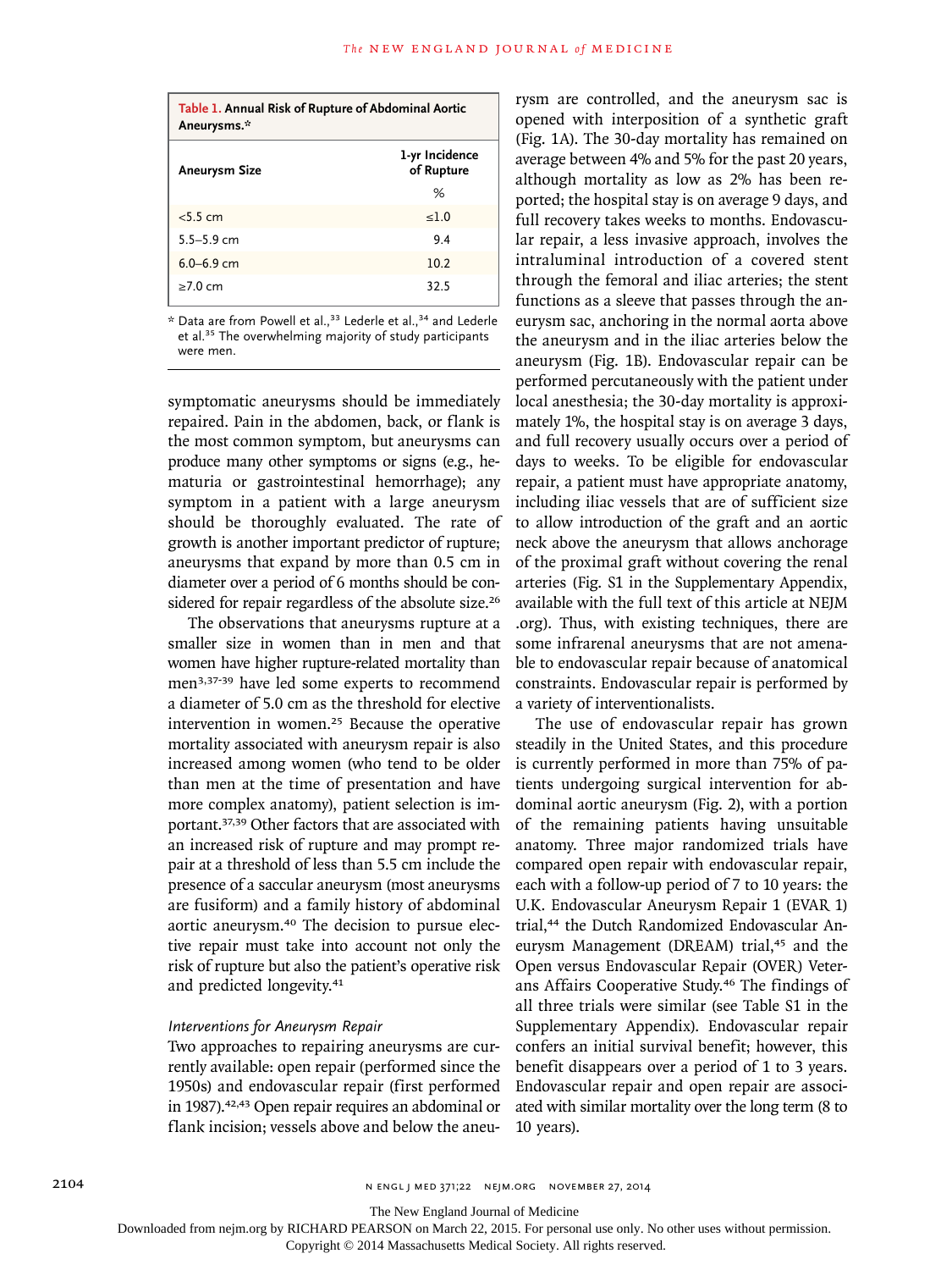**Table 1. Annual Risk of Rupture of Abdominal Aortic Aneurysms.***

| Aneurysm Size | 1-yr Incidence of Rupture |
| --- | --- |
| | % |
| <5.5 cm | ≤1.0 |
| 5.5–5.9 cm | 9.4 |
| 6.0–6.9 cm | 10.2 |
| ≥7.0 cm | 32.5 |

* Data are from Powell et al.,[33] Lederle et al.,[34] and Lederle et al.[35] The overwhelming majority of study participants were men.

symptomatic aneurysms should be immediately repaired. Pain in the abdomen, back, or flank is the most common symptom, but aneurysms can produce many other symptoms or signs (e.g., hematuria or gastrointestinal hemorrhage); any symptom in a patient with a large aneurysm should be thoroughly evaluated. The rate of growth is another important predictor of rupture; aneurysms that expand by more than 0.5 cm in diameter over a period of 6 months should be considered for repair regardless of the absolute size.[26]

The observations that aneurysms rupture at a smaller size in women than in men and that women have higher rupture-related mortality than men[3,37-39] have led some experts to recommend a diameter of 5.0 cm as the threshold for elective intervention in women.[25] Because the operative mortality associated with aneurysm repair is also increased among women (who tend to be older than men at the time of presentation and have more complex anatomy), patient selection is important.[37,39] Other factors that are associated with an increased risk of rupture and may prompt repair at a threshold of less than 5.5 cm include the presence of a saccular aneurysm (most aneurysms are fusiform) and a family history of abdominal aortic aneurysm.[40] The decision to pursue elective repair must take into account not only the risk of rupture but also the patient's operative risk and predicted longevity.[41]

*Interventions for Aneurysm Repair*

Two approaches to repairing aneurysms are currently available: open repair (performed since the 1950s) and endovascular repair (first performed in 1987).[42,43] Open repair requires an abdominal or flank incision; vessels above and below the aneurysm are controlled, and the aneurysm sac is opened with interposition of a synthetic graft (Fig. 1A). The 30-day mortality has remained on average between 4% and 5% for the past 20 years, although mortality as low as 2% has been reported; the hospital stay is on average 9 days, and full recovery takes weeks to months. Endovascular repair, a less invasive approach, involves the intraluminal introduction of a covered stent through the femoral and iliac arteries; the stent functions as a sleeve that passes through the aneurysm sac, anchoring in the normal aorta above the aneurysm and in the iliac arteries below the aneurysm (Fig. 1B). Endovascular repair can be performed percutaneously with the patient under local anesthesia; the 30-day mortality is approximately 1%, the hospital stay is on average 3 days, and full recovery usually occurs over a period of days to weeks. To be eligible for endovascular repair, a patient must have appropriate anatomy, including iliac vessels that are of sufficient size to allow introduction of the graft and an aortic neck above the aneurysm that allows anchorage of the proximal graft without covering the renal arteries (Fig. S1 in the Supplementary Appendix, available with the full text of this article at NEJM.org). Thus, with existing techniques, there are some infrarenal aneurysms that are not amenable to endovascular repair because of anatomical constraints. Endovascular repair is performed by a variety of interventionalists.

The use of endovascular repair has grown steadily in the United States, and this procedure is currently performed in more than 75% of patients undergoing surgical intervention for abdominal aortic aneurysm (Fig. 2), with a portion of the remaining patients having unsuitable anatomy. Three major randomized trials have compared open repair with endovascular repair, each with a follow-up period of 7 to 10 years: the U.K. Endovascular Aneurysm Repair 1 (EVAR 1) trial,[44] the Dutch Randomized Endovascular Aneurysm Management (DREAM) trial,[45] and the Open versus Endovascular Repair (OVER) Veterans Affairs Cooperative Study.[46] The findings of all three trials were similar (see Table S1 in the Supplementary Appendix). Endovascular repair confers an initial survival benefit; however, this benefit disappears over a period of 1 to 3 years. Endovascular repair and open repair are associated with similar mortality over the long term (8 to 10 years).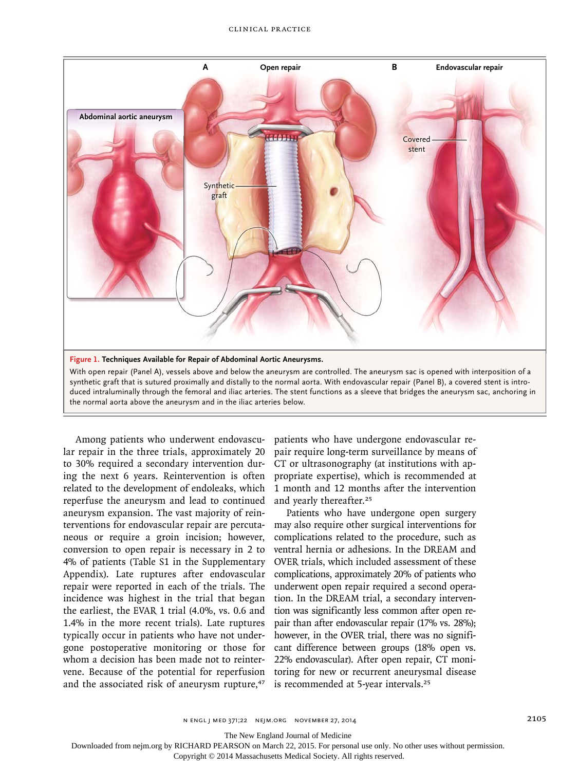**Figure 1. Techniques Available for Repair of Abdominal Aortic Aneurysms.**

With open repair (Panel A), vessels above and below the aneurysm are controlled. The aneurysm sac is opened with interposition of a synthetic graft that is sutured proximally and distally to the normal aorta. With endovascular repair (Panel B), a covered stent is introduced intraluminally through the femoral and iliac arteries. The stent functions as a sleeve that bridges the aneurysm sac, anchoring in the normal aorta above the aneurysm and in the iliac arteries below.

Among patients who underwent endovascular repair in the three trials, approximately 20 to 30% required a secondary intervention during the next 6 years. Reintervention is often related to the development of endoleaks, which reperfuse the aneurysm and lead to continued aneurysm expansion. The vast majority of reinterventions for endovascular repair are percutaneous or require a groin incision; however, conversion to open repair is necessary in 2 to 4% of patients (Table S1 in the Supplementary Appendix). Late ruptures after endovascular repair were reported in each of the trials. The incidence was highest in the trial that began the earliest, the EVAR 1 trial (4.0%, vs. 0.6 and 1.4% in the more recent trials). Late ruptures typically occur in patients who have not undergone postoperative monitoring or those for whom a decision has been made not to reintervene. Because of the potential for reperfusion and the associated risk of aneurysm rupture,[47] patients who have undergone endovascular repair require long-term surveillance by means of CT or ultrasonography (at institutions with appropriate expertise), which is recommended at 1 month and 12 months after the intervention and yearly thereafter.[25]

Patients who have undergone open surgery may also require other surgical interventions for complications related to the procedure, such as ventral hernia or adhesions. In the DREAM and OVER trials, which included assessment of these complications, approximately 20% of patients who underwent open repair required a second operation. In the DREAM trial, a secondary intervention was significantly less common after open repair than after endovascular repair (17% vs. 28%); however, in the OVER trial, there was no significant difference between groups (18% open vs. 22% endovascular). After open repair, CT monitoring for new or recurrent aneurysmal disease is recommended at 5-year intervals.[25]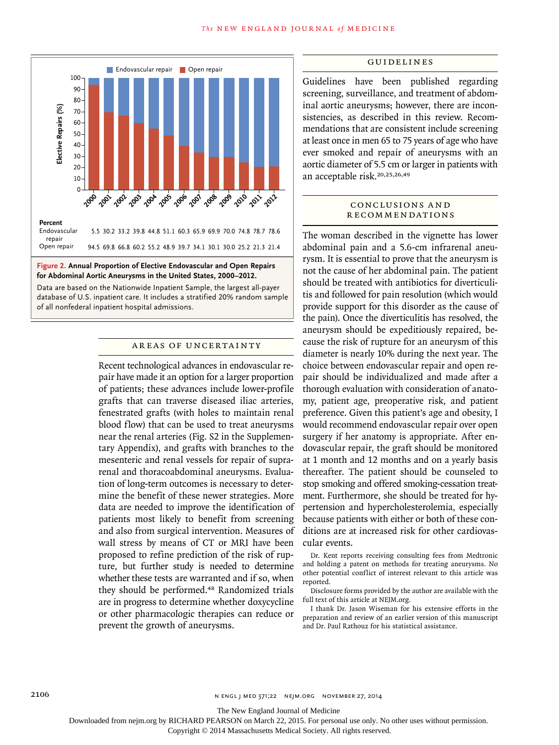| Percent | 2000 | 2001 | 2002 | 2003 | 2004 | 2005 | 2006 | 2007 | 2008 | 2009 | 2010 | 2011 | 2012 |
|---|---|---|---|---|---|---|---|---|---|---|---|---|---|
| Endovascular repair | 5.5 | 30.2 | 33.2 | 39.8 | 44.8 | 51.1 | 60.3 | 65.9 | 69.9 | 70.0 | 74.8 | 78.7 | 78.6 |
| Open repair | 94.5 | 69.8 | 66.8 | 60.2 | 55.2 | 48.9 | 39.7 | 34.1 | 30.1 | 30.0 | 25.2 | 21.3 | 21.4 |

**Figure 2. Annual Proportion of Elective Endovascular and Open Repairs for Abdominal Aortic Aneurysms in the United States, 2000–2012.**

Data are based on the Nationwide Inpatient Sample, the largest all-payer database of U.S. inpatient care. It includes a stratified 20% random sample of all nonfederal inpatient hospital admissions.

## AREAS OF UNCERTAINTY

Recent technological advances in endovascular repair have made it an option for a larger proportion of patients; these advances include lower-profile grafts that can traverse diseased iliac arteries, fenestrated grafts (with holes to maintain renal blood flow) that can be used to treat aneurysms near the renal arteries (Fig. S2 in the Supplementary Appendix), and grafts with branches to the mesenteric and renal vessels for repair of suprarenal and thoracoabdominal aneurysms. Evaluation of long-term outcomes is necessary to determine the benefit of these newer strategies. More data are needed to improve the identification of patients most likely to benefit from screening and also from surgical intervention. Measures of wall stress by means of CT or MRI have been proposed to refine prediction of the risk of rupture, but further study is needed to determine whether these tests are warranted and if so, when they should be performed.[48] Randomized trials are in progress to determine whether doxycycline or other pharmacologic therapies can reduce or prevent the growth of aneurysms.

## GUIDELINES

Guidelines have been published regarding screening, surveillance, and treatment of abdominal aortic aneurysms; however, there are inconsistencies, as described in this review. Recommendations that are consistent include screening at least once in men 65 to 75 years of age who have ever smoked and repair of aneurysms with an aortic diameter of 5.5 cm or larger in patients with an acceptable risk.[20,25,26,49]

## CONCLUSIONS AND RECOMMENDATIONS

The woman described in the vignette has lower abdominal pain and a 5.6-cm infrarenal aneurysm. It is essential to prove that the aneurysm is not the cause of her abdominal pain. The patient should be treated with antibiotics for diverticulitis and followed for pain resolution (which would provide support for this disorder as the cause of the pain). Once the diverticulitis has resolved, the aneurysm should be expeditiously repaired, because the risk of rupture for an aneurysm of this diameter is nearly 10% during the next year. The choice between endovascular repair and open repair should be individualized and made after a thorough evaluation with consideration of anatomy, patient age, preoperative risk, and patient preference. Given this patient's age and obesity, I would recommend endovascular repair over open surgery if her anatomy is appropriate. After endovascular repair, the graft should be monitored at 1 month and 12 months and on a yearly basis thereafter. The patient should be counseled to stop smoking and offered smoking-cessation treatment. Furthermore, she should be treated for hypertension and hypercholesterolemia, especially because patients with either or both of these conditions are at increased risk for other cardiovascular events.

Dr. Kent reports receiving consulting fees from Medtronic and holding a patent on methods for treating aneurysms. No other potential conflict of interest relevant to this article was reported.

Disclosure forms provided by the author are available with the full text of this article at NEJM.org.

I thank Dr. Jason Wiseman for his extensive efforts in the preparation and review of an earlier version of this manuscript and Dr. Paul Rathouz for his statistical assistance.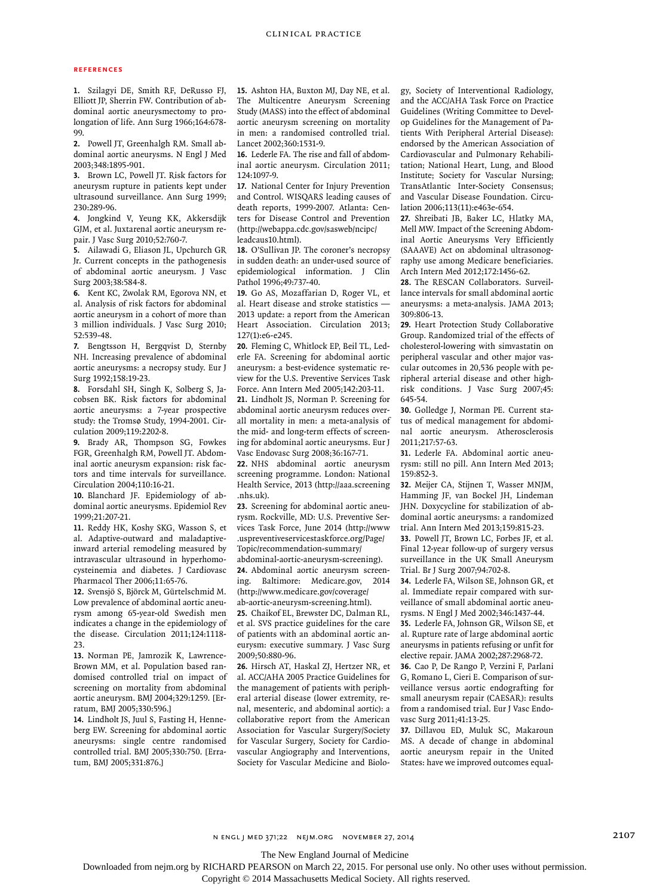## References

1. Szilagyi DE, Smith RF, DeRusso FJ, Elliott JP, Sherrin FW. Contribution of abdominal aortic aneurysmectomy to prolongation of life. Ann Surg 1966;164:678-99.

2. Powell JT, Greenhalgh RM. Small abdominal aortic aneurysms. N Engl J Med 2003;348:1895-901.

3. Brown LC, Powell JT. Risk factors for aneurysm rupture in patients kept under ultrasound surveillance. Ann Surg 1999; 230:289-96.

4. Jongkind V, Yeung KK, Akkersdijk GJM, et al. Juxtarenal aortic aneurysm repair. J Vasc Surg 2010;52:760-7.

5. Ailawadi G, Eliason JL, Upchurch GR Jr. Current concepts in the pathogenesis of abdominal aortic aneurysm. J Vasc Surg 2003;38:584-8.

6. Kent KC, Zwolak RM, Egorova NN, et al. Analysis of risk factors for abdominal aortic aneurysm in a cohort of more than 3 million individuals. J Vasc Surg 2010; 52:539-48.

7. Bengtsson H, Bergqvist D, Sternby NH. Increasing prevalence of abdominal aortic aneurysms: a necropsy study. Eur J Surg 1992;158:19-23.

8. Forsdahl SH, Singh K, Solberg S, Jacobsen BK. Risk factors for abdominal aortic aneurysms: a 7-year prospective study: the Tromsø Study, 1994-2001. Circulation 2009;119:2202-8.

9. Brady AR, Thompson SG, Fowkes FGR, Greenhalgh RM, Powell JT. Abdominal aortic aneurysm expansion: risk factors and time intervals for surveillance. Circulation 2004;110:16-21.

10. Blanchard JF. Epidemiology of abdominal aortic aneurysms. Epidemiol Rev 1999;21:207-21.

11. Reddy HK, Koshy SKG, Wasson S, et al. Adaptive-outward and maladaptive-inward arterial remodeling measured by intravascular ultrasound in hyperhomocysteinemia and diabetes. J Cardiovasc Pharmacol Ther 2006;11:65-76.

12. Svensjö S, Björck M, Gürtelschmid M. Low prevalence of abdominal aortic aneurysm among 65-year-old Swedish men indicates a change in the epidemiology of the disease. Circulation 2011;124:1118-23.

13. Norman PE, Jamrozik K, Lawrence-Brown MM, et al. Population based randomised controlled trial on impact of screening on mortality from abdominal aortic aneurysm. BMJ 2004;329:1259. [Erratum, BMJ 2005;330:596.]

14. Lindholt JS, Juul S, Fasting H, Henneberg EW. Screening for abdominal aortic aneurysms: single centre randomised controlled trial. BMJ 2005;330:750. [Erratum, BMJ 2005;331:876.]

15. Ashton HA, Buxton MJ, Day NE, et al. The Multicentre Aneurysm Screening Study (MASS) into the effect of abdominal aortic aneurysm screening on mortality in men: a randomised controlled trial. Lancet 2002;360:1531-9.

16. Lederle FA. The rise and fall of abdominal aortic aneurysm. Circulation 2011; 124:1097-9.

17. National Center for Injury Prevention and Control. WISQARS leading causes of death reports, 1999-2007. Atlanta: Centers for Disease Control and Prevention (http://webappa.cdc.gov/sasweb/ncipc/leadcaus10.html).

18. O'Sullivan JP. The coroner's necropsy in sudden death: an under-used source of epidemiological information. J Clin Pathol 1996;49:737-40.

19. Go AS, Mozaffarian D, Roger VL, et al. Heart disease and stroke statistics — 2013 update: a report from the American Heart Association. Circulation 2013; 127(1):e6-e245.

20. Fleming C, Whitlock EP, Beil TL, Lederle FA. Screening for abdominal aortic aneurysm: a best-evidence systematic review for the U.S. Preventive Services Task Force. Ann Intern Med 2005;142:203-11.

21. Lindholt JS, Norman P. Screening for abdominal aortic aneurysm reduces overall mortality in men: a meta-analysis of the mid- and long-term effects of screening for abdominal aortic aneurysms. Eur J Vasc Endovasc Surg 2008;36:167-71.

22. NHS abdominal aortic aneurysm screening programme. London: National Health Service, 2013 (http://aaa.screening.nhs.uk).

23. Screening for abdominal aortic aneurysm. Rockville, MD: U.S. Preventive Services Task Force, June 2014 (http://www.uspreventiveservicestaskforce.org/Page/Topic/recommendation-summary/abdominal-aortic-aneurysm-screening).

24. Abdominal aortic aneurysm screening. Baltimore: Medicare.gov, 2014 (http://www.medicare.gov/coverage/ab-aortic-aneurysm-screening.html).

25. Chaikof EL, Brewster DC, Dalman RL, et al. SVS practice guidelines for the care of patients with an abdominal aortic aneurysm: executive summary. J Vasc Surg 2009;50:880-96.

26. Hirsch AT, Haskal ZJ, Hertzer NR, et al. ACC/AHA 2005 Practice Guidelines for the management of patients with peripheral arterial disease (lower extremity, renal, mesenteric, and abdominal aortic): a collaborative report from the American Association for Vascular Surgery/Society for Vascular Surgery, Society for Cardiovascular Angiography and Interventions, Society for Vascular Medicine and Biology, Society of Interventional Radiology, and the ACC/AHA Task Force on Practice Guidelines (Writing Committee to Develop Guidelines for the Management of Patients With Peripheral Arterial Disease): endorsed by the American Association of Cardiovascular and Pulmonary Rehabilitation; National Heart, Lung, and Blood Institute; Society for Vascular Nursing; TransAtlantic Inter-Society Consensus; and Vascular Disease Foundation. Circulation 2006;113(11):e463e-654.

27. Shreibati JB, Baker LC, Hlatky MA, Mell MW. Impact of the Screening Abdominal Aortic Aneurysms Very Efficiently (SAAAVE) Act on abdominal ultrasonography use among Medicare beneficiaries. Arch Intern Med 2012;172:1456-62.

28. The RESCAN Collaborators. Surveillance intervals for small abdominal aortic aneurysms: a meta-analysis. JAMA 2013; 309:806-13.

29. Heart Protection Study Collaborative Group. Randomized trial of the effects of cholesterol-lowering with simvastatin on peripheral vascular and other major vascular outcomes in 20,536 people with peripheral arterial disease and other high-risk conditions. J Vasc Surg 2007;45: 645-54.

30. Golledge J, Norman PE. Current status of medical management for abdominal aortic aneurysm. Atherosclerosis 2011;217:57-63.

31. Lederle FA. Abdominal aortic aneurysm: still no pill. Ann Intern Med 2013; 159:852-3.

32. Meijer CA, Stijnen T, Wasser MNJM, Hamming JF, van Bockel JH, Lindeman JHN. Doxycycline for stabilization of abdominal aortic aneurysms: a randomized trial. Ann Intern Med 2013;159:815-23.

33. Powell JT, Brown LC, Forbes JF, et al. Final 12-year follow-up of surgery versus surveillance in the UK Small Aneurysm Trial. Br J Surg 2007;94:702-8.

34. Lederle FA, Wilson SE, Johnson GR, et al. Immediate repair compared with surveillance of small abdominal aortic aneurysms. N Engl J Med 2002;346:1437-44.

35. Lederle FA, Johnson GR, Wilson SE, et al. Rupture rate of large abdominal aortic aneurysms in patients refusing or unfit for elective repair. JAMA 2002;287:2968-72.

36. Cao P, De Rango P, Verzini F, Parlani G, Romano L, Cieri E. Comparison of surveillance versus aortic endografting for small aneurysm repair (CAESAR): results from a randomised trial. Eur J Vasc Endovasc Surg 2011;41:13-25.

37. Dillavou ED, Muluk SC, Makaroun MS. A decade of change in abdominal aortic aneurysm repair in the United States: have we improved outcomes equal-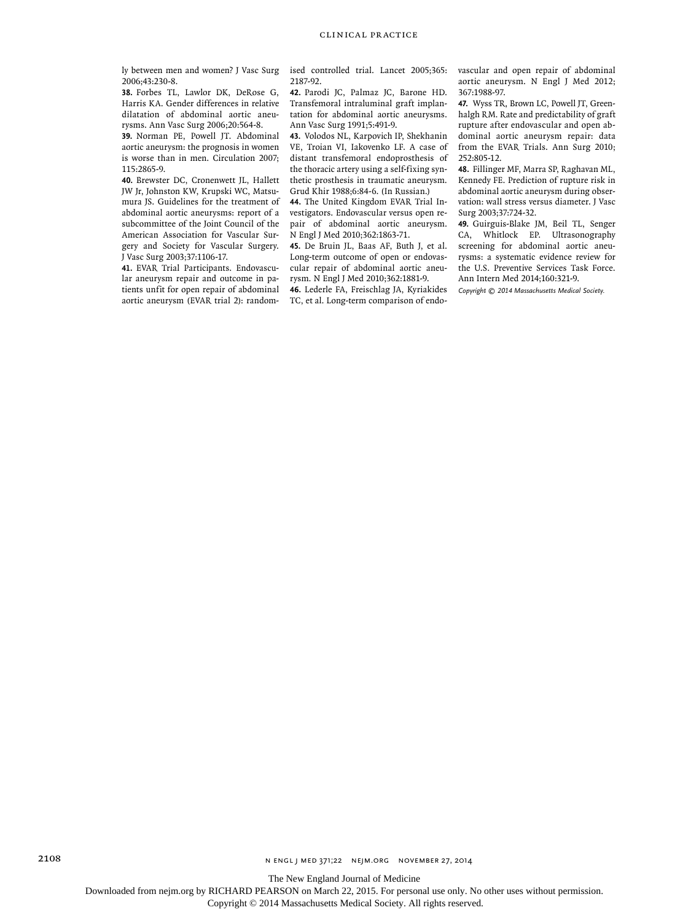ly between men and women? J Vasc Surg 2006;43:230-8.

**38.** Forbes TL, Lawlor DK, DeRose G, Harris KA. Gender differences in relative dilatation of abdominal aortic aneurysms. Ann Vasc Surg 2006;20:564-8.

**39.** Norman PE, Powell JT. Abdominal aortic aneurysm: the prognosis in women is worse than in men. Circulation 2007;115:2865-9.

**40.** Brewster DC, Cronenwett JL, Hallett JW Jr, Johnston KW, Krupski WC, Matsumura JS. Guidelines for the treatment of abdominal aortic aneurysms: report of a subcommittee of the Joint Council of the American Association for Vascular Surgery and Society for Vascular Surgery. J Vasc Surg 2003;37:1106-17.

**41.** EVAR Trial Participants. Endovascular aneurysm repair and outcome in patients unfit for open repair of abdominal aortic aneurysm (EVAR trial 2): randomised controlled trial. Lancet 2005;365:2187-92.

**42.** Parodi JC, Palmaz JC, Barone HD. Transfemoral intraluminal graft implantation for abdominal aortic aneurysms. Ann Vasc Surg 1991;5:491-9.

**43.** Volodos NL, Karpovich IP, Shekhanin VE, Troian VI, Iakovenko LF. A case of distant transfemoral endoprosthesis of the thoracic artery using a self-fixing synthetic prosthesis in traumatic aneurysm. Grud Khir 1988;6:84-6. (In Russian.)

**44.** The United Kingdom EVAR Trial Investigators. Endovascular versus open repair of abdominal aortic aneurysm. N Engl J Med 2010;362:1863-71.

**45.** De Bruin JL, Baas AF, Buth J, et al. Long-term outcome of open or endovascular repair of abdominal aortic aneurysm. N Engl J Med 2010;362:1881-9.

**46.** Lederle FA, Freischlag JA, Kyriakides TC, et al. Long-term comparison of endovascular and open repair of abdominal aortic aneurysm. N Engl J Med 2012;367:1988-97.

**47.** Wyss TR, Brown LC, Powell JT, Greenhalgh RM. Rate and predictability of graft rupture after endovascular and open abdominal aortic aneurysm repair: data from the EVAR Trials. Ann Surg 2010;252:805-12.

**48.** Fillinger MF, Marra SP, Raghavan ML, Kennedy FE. Prediction of rupture risk in abdominal aortic aneurysm during observation: wall stress versus diameter. J Vasc Surg 2003;37:724-32.

**49.** Guirguis-Blake JM, Beil TL, Senger CA, Whitlock EP. Ultrasonography screening for abdominal aortic aneurysms: a systematic evidence review for the U.S. Preventive Services Task Force. Ann Intern Med 2014;160:321-9.

*Copyright © 2014 Massachusetts Medical Society.*